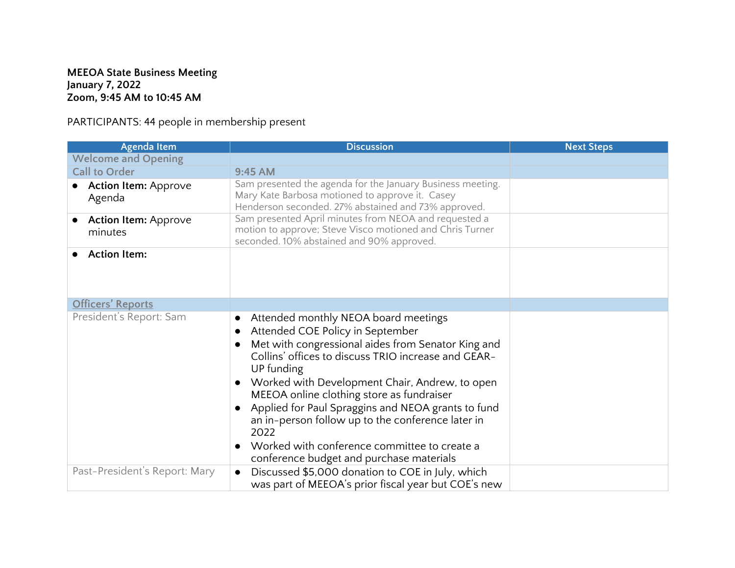**MEEOA State Business Meeting**
**January 7, 2022**
**Zoom, 9:45 AM to 10:45 AM**

PARTICIPANTS: 44 people in membership present

| Agenda Item | Discussion | Next Steps |
|---|---|---|
| Welcome and Opening | | |
| Call to Order | 9:45 AM | |
| • **Action Item:** Approve Agenda | Sam presented the agenda for the January Business meeting. Mary Kate Barbosa motioned to approve it. Casey Henderson seconded. 27% abstained and 73% approved. | |
| • **Action Item:** Approve minutes | Sam presented April minutes from NEOA and requested a motion to approve; Steve Visco motioned and Chris Turner seconded. 10% abstained and 90% approved. | |
| • **Action Item:** | | |
| Officers' Reports | | |
| President's Report: Sam | • Attended monthly NEOA board meetings<br>• Attended COE Policy in September<br>• Met with congressional aides from Senator King and Collins' offices to discuss TRIO increase and GEAR-UP funding<br>• Worked with Development Chair, Andrew, to open MEEOA online clothing store as fundraiser<br>• Applied for Paul Spraggins and NEOA grants to fund an in-person follow up to the conference later in 2022<br>• Worked with conference committee to create a conference budget and purchase materials | |
| Past-President's Report: Mary | • Discussed $5,000 donation to COE in July, which was part of MEEOA's prior fiscal year but COE's new | |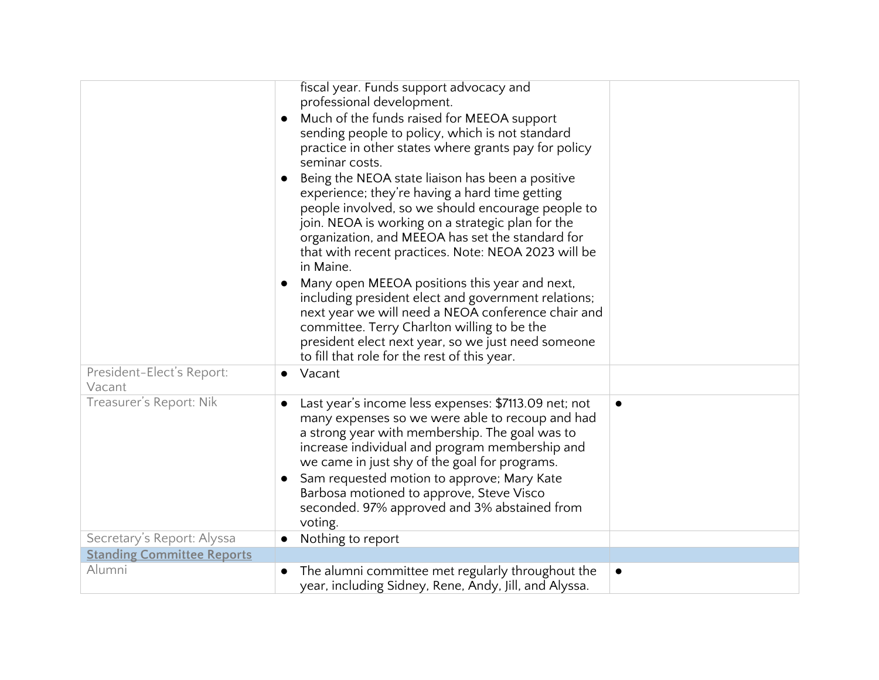| | | |
|---|---|---|
| | fiscal year. Funds support advocacy and professional development.<br>● Much of the funds raised for MEEOA support sending people to policy, which is not standard practice in other states where grants pay for policy seminar costs.<br>● Being the NEOA state liaison has been a positive experience; they're having a hard time getting people involved, so we should encourage people to join. NEOA is working on a strategic plan for the organization, and MEEOA has set the standard for that with recent practices. Note: NEOA 2023 will be in Maine.<br>● Many open MEEOA positions this year and next, including president elect and government relations; next year we will need a NEOA conference chair and committee. Terry Charlton willing to be the president elect next year, so we just need someone to fill that role for the rest of this year. | |
| President-Elect's Report: Vacant | ● Vacant | |
| Treasurer's Report: Nik | ● Last year's income less expenses: $7113.09 net; not many expenses so we were able to recoup and had a strong year with membership. The goal was to increase individual and program membership and we came in just shy of the goal for programs.<br>● Sam requested motion to approve; Mary Kate Barbosa motioned to approve, Steve Visco seconded. 97% approved and 3% abstained from voting. | ● |
| Secretary's Report: Alyssa | ● Nothing to report | |
| **Standing Committee Reports** | | |
| Alumni | ● The alumni committee met regularly throughout the year, including Sidney, Rene, Andy, Jill, and Alyssa. | ● |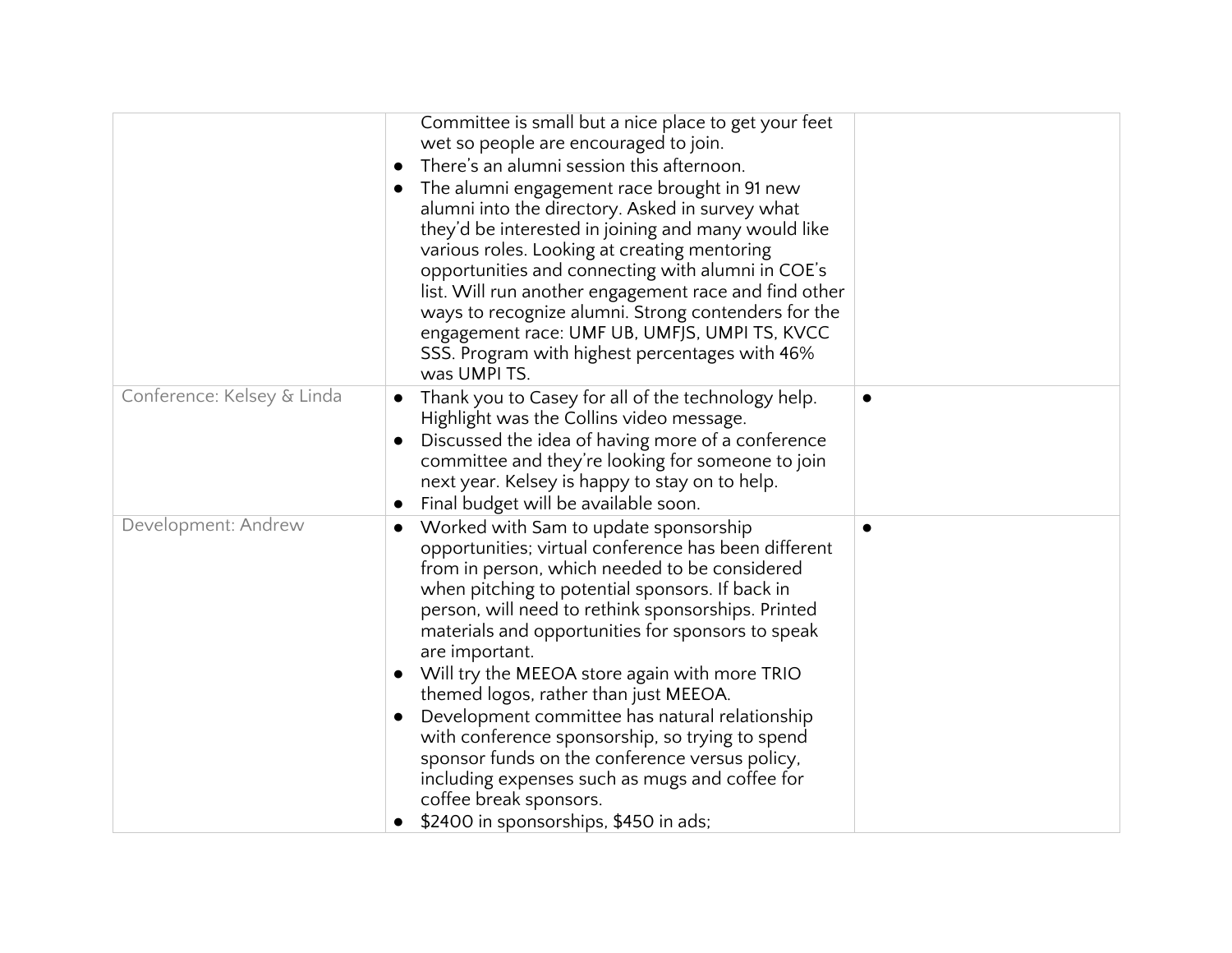| | | |
|---|---|---|
| | Committee is small but a nice place to get your feet wet so people are encouraged to join.<br>● There's an alumni session this afternoon.<br>● The alumni engagement race brought in 91 new alumni into the directory. Asked in survey what they'd be interested in joining and many would like various roles. Looking at creating mentoring opportunities and connecting with alumni in COE's list. Will run another engagement race and find other ways to recognize alumni. Strong contenders for the engagement race: UMF UB, UMFJS, UMPI TS, KVCC SSS. Program with highest percentages with 46% was UMPI TS. | |
| Conference: Kelsey & Linda | ● Thank you to Casey for all of the technology help. Highlight was the Collins video message.<br>● Discussed the idea of having more of a conference committee and they're looking for someone to join next year. Kelsey is happy to stay on to help.<br>● Final budget will be available soon. | ● |
| Development: Andrew | ● Worked with Sam to update sponsorship opportunities; virtual conference has been different from in person, which needed to be considered when pitching to potential sponsors. If back in person, will need to rethink sponsorships. Printed materials and opportunities for sponsors to speak are important.<br>● Will try the MEEOA store again with more TRIO themed logos, rather than just MEEOA.<br>● Development committee has natural relationship with conference sponsorship, so trying to spend sponsor funds on the conference versus policy, including expenses such as mugs and coffee for coffee break sponsors.<br>● $2400 in sponsorships, $450 in ads; | ● |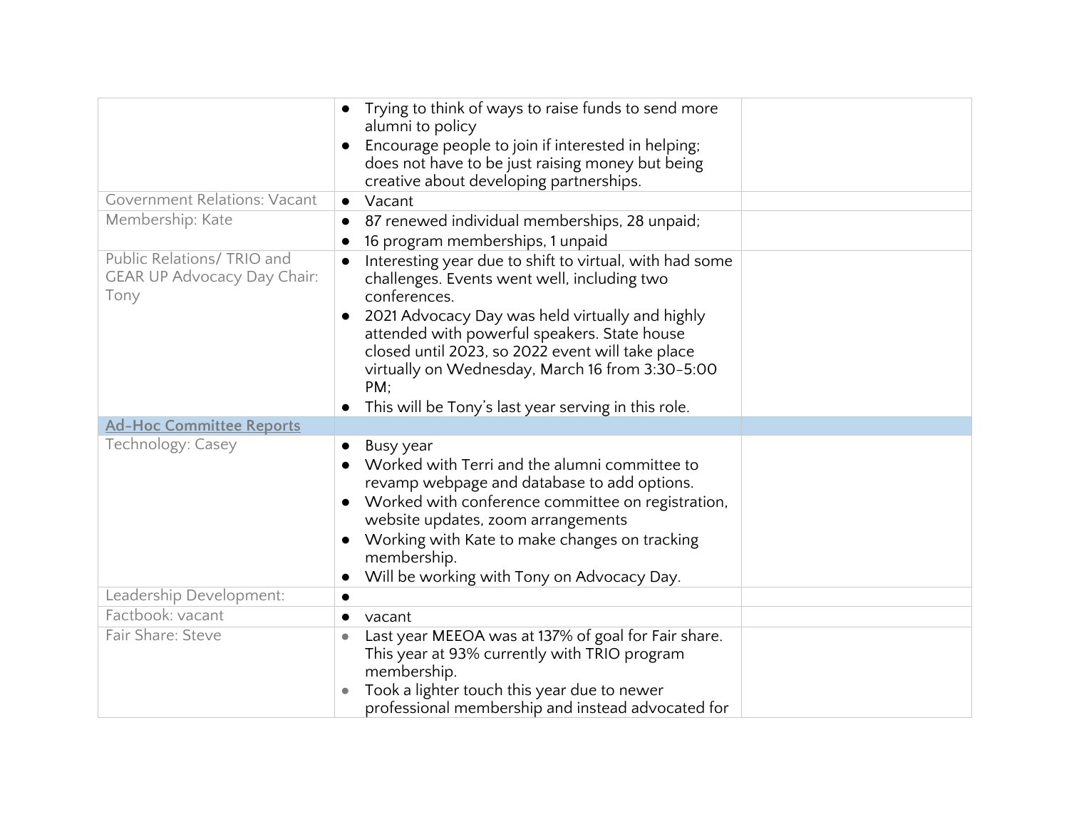| | | |
|---|---|---|
| | • Trying to think of ways to raise funds to send more alumni to policy<br>• Encourage people to join if interested in helping; does not have to be just raising money but being creative about developing partnerships. | |
| Government Relations: Vacant | • Vacant | |
| Membership: Kate | • 87 renewed individual memberships, 28 unpaid;<br>• 16 program memberships, 1 unpaid | |
| Public Relations/ TRIO and GEAR UP Advocacy Day Chair: Tony | • Interesting year due to shift to virtual, with had some challenges. Events went well, including two conferences.<br>• 2021 Advocacy Day was held virtually and highly attended with powerful speakers. State house closed until 2023, so 2022 event will take place virtually on Wednesday, March 16 from 3:30-5:00 PM;<br>• This will be Tony's last year serving in this role. | |
| **Ad-Hoc Committee Reports** | | |
| Technology: Casey | • Busy year<br>• Worked with Terri and the alumni committee to revamp webpage and database to add options.<br>• Worked with conference committee on registration, website updates, zoom arrangements<br>• Working with Kate to make changes on tracking membership.<br>• Will be working with Tony on Advocacy Day. | |
| Leadership Development: | • | |
| Factbook: vacant | • vacant | |
| Fair Share: Steve | • Last year MEEOA was at 137% of goal for Fair share. This year at 93% currently with TRIO program membership.<br>• Took a lighter touch this year due to newer professional membership and instead advocated for | |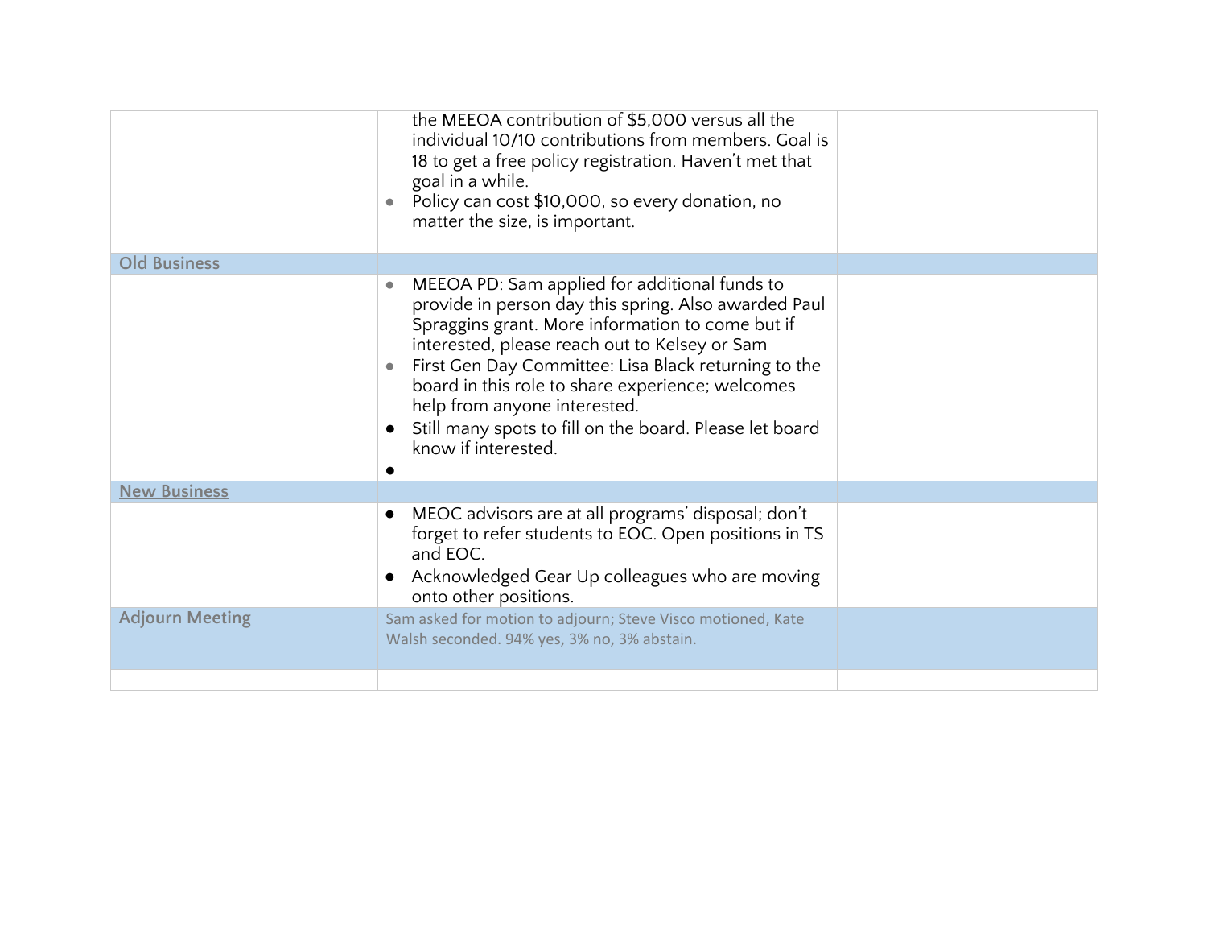| | | |
|---|---|---|
| | the MEEOA contribution of $5,000 versus all the individual 10/10 contributions from members. Goal is 18 to get a free policy registration. Haven't met that goal in a while.<br>• Policy can cost $10,000, so every donation, no matter the size, is important. | |
| **Old Business** | | |
| | • MEEOA PD: Sam applied for additional funds to provide in person day this spring. Also awarded Paul Spraggins grant. More information to come but if interested, please reach out to Kelsey or Sam<br>• First Gen Day Committee: Lisa Black returning to the board in this role to share experience; welcomes help from anyone interested.<br>• Still many spots to fill on the board. Please let board know if interested.<br>• | |
| **New Business** | | |
| | • MEOC advisors are at all programs' disposal; don't forget to refer students to EOC. Open positions in TS and EOC.<br>• Acknowledged Gear Up colleagues who are moving onto other positions. | |
| **Adjourn Meeting** | Sam asked for motion to adjourn; Steve Visco motioned, Kate Walsh seconded. 94% yes, 3% no, 3% abstain. | |
| | | |